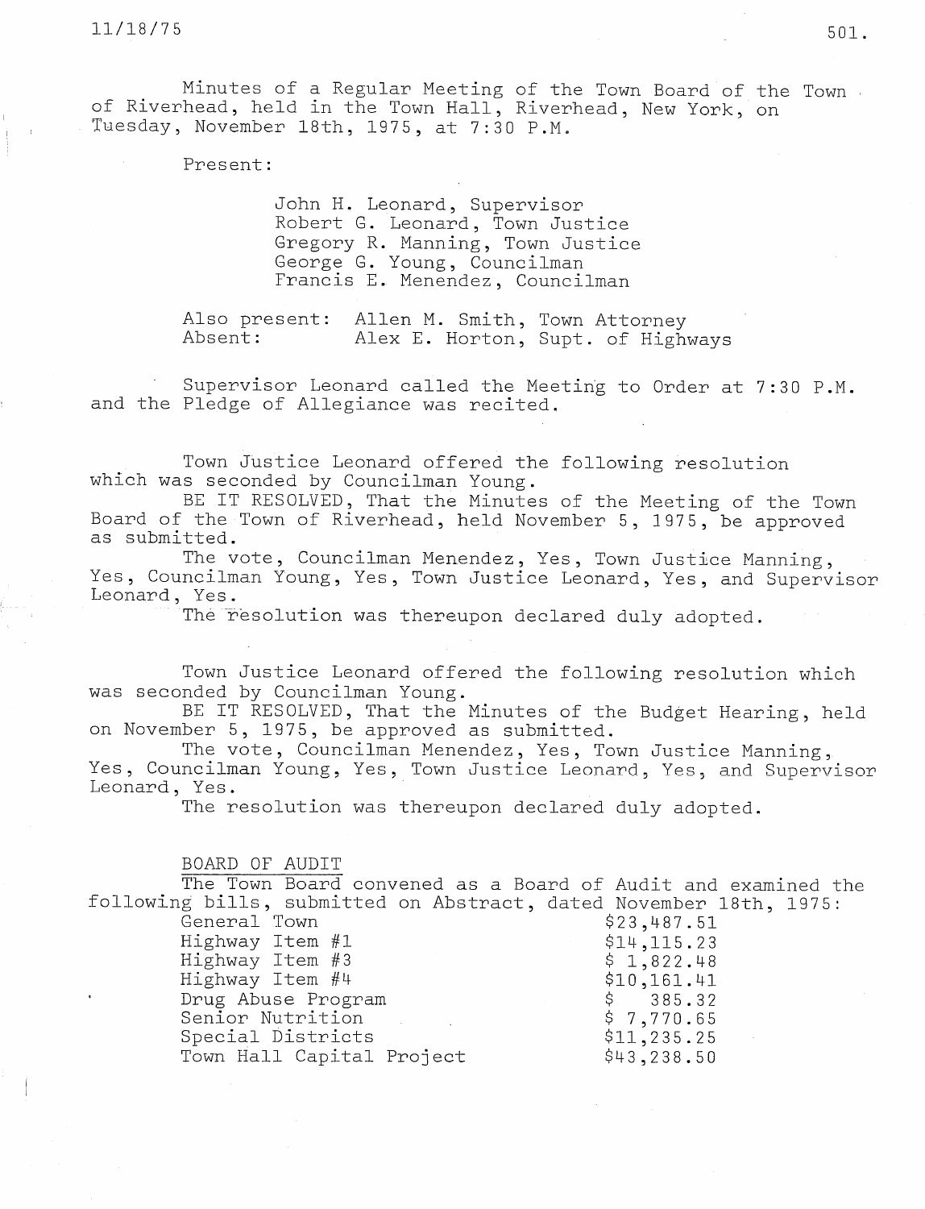Minutes of a Regular Meeting of the Town Board of the Town of Riverhead, held in the Town Hall, Riverhead, New York, on Tuesday, November 18th, 1975, at 7:30 P.M.

Present:

John H. Leonard, Supervisor
Robert G. Leonard, Town Justice
Gregory R. Manning, Town Justice
George G. Young, Councilman
Francis E. Menendez, Councilman

Also present: Allen M. Smith, Town Attorney
Absent: Alex E. Horton, Supt. of Highways

Supervisor Leonard called the Meeting to Order at 7:30 P.M. and the Pledge of Allegiance was recited.

Town Justice Leonard offered the following resolution which was seconded by Councilman Young.

BE IT RESOLVED, That the Minutes of the Meeting of the Town Board of the Town of Riverhead, held November 5, 1975, be approved as submitted.

The vote, Councilman Menendez, Yes, Town Justice Manning, Yes, Councilman Young, Yes, Town Justice Leonard, Yes, and Supervisor Leonard, Yes.

The resolution was thereupon declared duly adopted.

Town Justice Leonard offered the following resolution which was seconded by Councilman Young.

BE IT RESOLVED, That the Minutes of the Budget Hearing, held on November 5, 1975, be approved as submitted.

The vote, Councilman Menendez, Yes, Town Justice Manning, Yes, Councilman Young, Yes, Town Justice Leonard, Yes, and Supervisor Leonard, Yes.

The resolution was thereupon declared duly adopted.

BOARD OF AUDIT

The Town Board convened as a Board of Audit and examined the following bills, submitted on Abstract, dated November 18th, 1975:

| | |
|---|---|
| General Town | $23,487.51 |
| Highway Item #1 | $14,115.23 |
| Highway Item #3 | $ 1,822.48 |
| Highway Item #4 | $10,161.41 |
| Drug Abuse Program | $ 385.32 |
| Senior Nutrition | $ 7,770.65 |
| Special Districts | $11,235.25 |
| Town Hall Capital Project | $43,238.50 |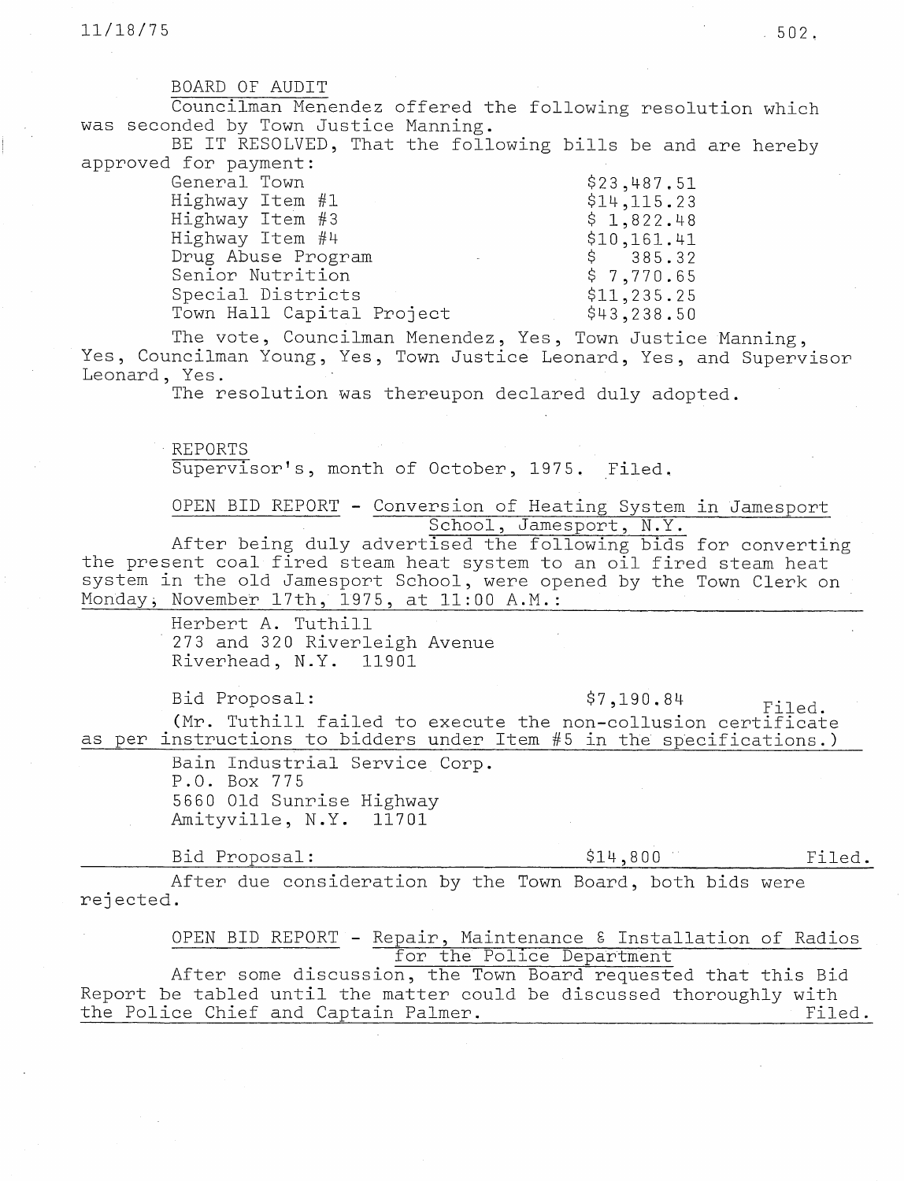BOARD OF AUDIT

Councilman Menendez offered the following resolution which was seconded by Town Justice Manning.

BE IT RESOLVED, That the following bills be and are hereby approved for payment:

| | |
|---|---|
| General Town | $23,487.51 |
| Highway Item #1 | $14,115.23 |
| Highway Item #3 | $ 1,822.48 |
| Highway Item #4 | $10,161.41 |
| Drug Abuse Program | $ 385.32 |
| Senior Nutrition | $ 7,770.65 |
| Special Districts | $11,235.25 |
| Town Hall Capital Project | $43,238.50 |

The vote, Councilman Menendez, Yes, Town Justice Manning, Yes, Councilman Young, Yes, Town Justice Leonard, Yes, and Supervisor Leonard, Yes.

The resolution was thereupon declared duly adopted.

REPORTS

Supervisor's, month of October, 1975. Filed.

OPEN BID REPORT - Conversion of Heating System in Jamesport School, Jamesport, N.Y.

After being duly advertised the following bids for converting the present coal fired steam heat system to an oil fired steam heat system in the old Jamesport School, were opened by the Town Clerk on Monday, November 17th, 1975, at 11:00 A.M.:

Herbert A. Tuthill
273 and 320 Riverleigh Avenue
Riverhead, N.Y. 11901

Bid Proposal: $7,190.84 Filed.

(Mr. Tuthill failed to execute the non-collusion certificate as per instructions to bidders under Item #5 in the specifications.)

Bain Industrial Service Corp.
P.O. Box 775
5660 Old Sunrise Highway
Amityville, N.Y. 11701

Bid Proposal: $14,800 Filed.

After due consideration by the Town Board, both bids were rejected.

OPEN BID REPORT - Repair, Maintenance & Installation of Radios for the Police Department

After some discussion, the Town Board requested that this Bid Report be tabled until the matter could be discussed thoroughly with the Police Chief and Captain Palmer. Filed.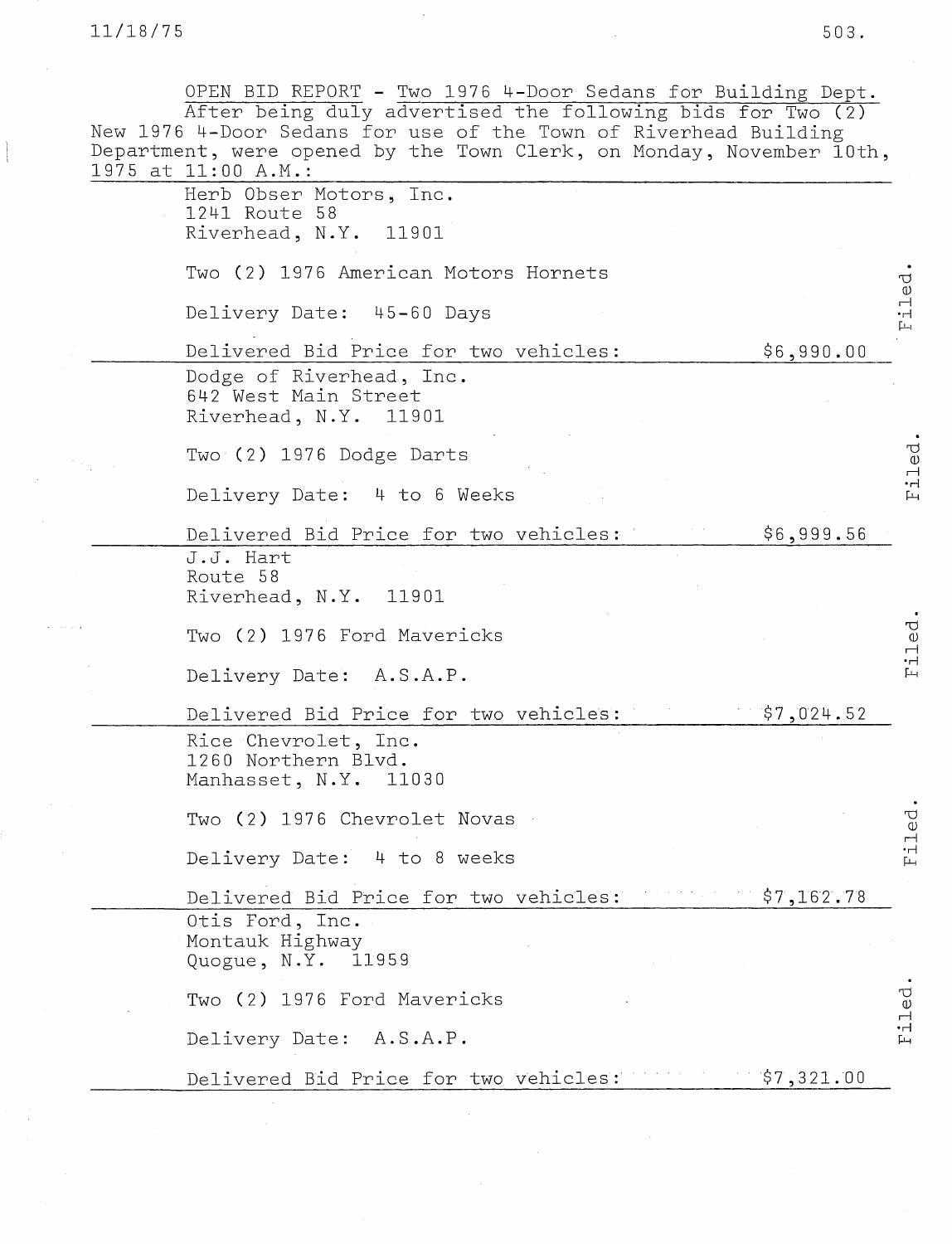OPEN BID REPORT - Two 1976 4-Door Sedans for Building Dept.

After being duly advertised the following bids for Two (2) New 1976 4-Door Sedans for use of the Town of Riverhead Building Department, were opened by the Town Clerk, on Monday, November 10th, 1975 at 11:00 A.M.:

---

Herb Obser Motors, Inc.
1241 Route 58
Riverhead, N.Y. 11901

Two (2) 1976 American Motors Hornets

Delivery Date: 45-60 Days

Delivered Bid Price for two vehicles: $6,990.00

Filed.

---

Dodge of Riverhead, Inc.
642 West Main Street
Riverhead, N.Y. 11901

Two (2) 1976 Dodge Darts

Delivery Date: 4 to 6 Weeks

Delivered Bid Price for two vehicles: $6,999.56

Filed.

---

J.J. Hart
Route 58
Riverhead, N.Y. 11901

Two (2) 1976 Ford Mavericks

Delivery Date: A.S.A.P.

Delivered Bid Price for two vehicles: $7,024.52

Filed.

---

Rice Chevrolet, Inc.
1260 Northern Blvd.
Manhasset, N.Y. 11030

Two (2) 1976 Chevrolet Novas

Delivery Date: 4 to 8 weeks

Delivered Bid Price for two vehicles: $7,162.78

Filed.

---

Otis Ford, Inc.
Montauk Highway
Quogue, N.Y. 11959

Two (2) 1976 Ford Mavericks

Delivery Date: A.S.A.P.

Delivered Bid Price for two vehicles: $7,321.00

Filed.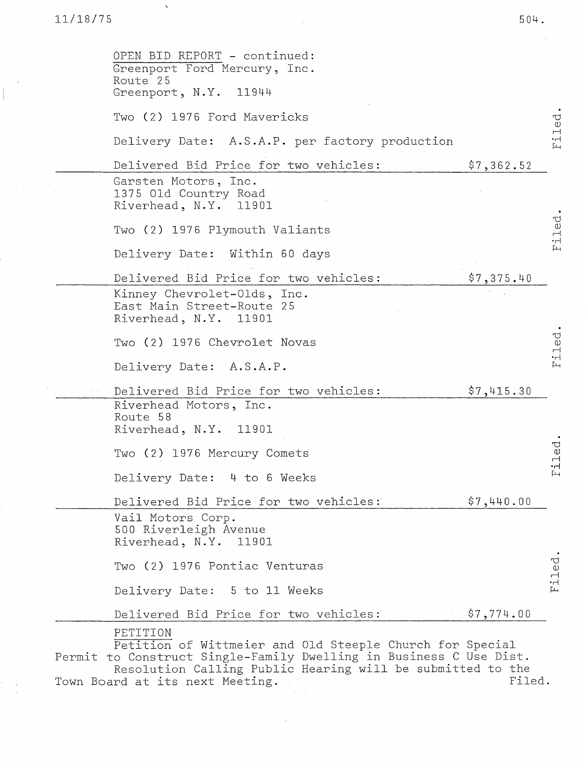OPEN BID REPORT - continued:

Greenport Ford Mercury, Inc.
Route 25
Greenport, N.Y. 11944

Two (2) 1976 Ford Mavericks

Delivery Date: A.S.A.P. per factory production

Delivered Bid Price for two vehicles: $7,362.52

Filed.

---

Garsten Motors, Inc.
1375 Old Country Road
Riverhead, N.Y. 11901

Two (2) 1976 Plymouth Valiants

Delivery Date: Within 60 days

Delivered Bid Price for two vehicles: $7,375.40

Filed.

---

Kinney Chevrolet-Olds, Inc.
East Main Street-Route 25
Riverhead, N.Y. 11901

Two (2) 1976 Chevrolet Novas

Delivery Date: A.S.A.P.

Delivered Bid Price for two vehicles: $7,415.30

Filed.

---

Riverhead Motors, Inc.
Route 58
Riverhead, N.Y. 11901

Two (2) 1976 Mercury Comets

Delivery Date: 4 to 6 Weeks

Delivered Bid Price for two vehicles: $7,440.00

Filed.

---

Vail Motors Corp.
500 Riverleigh Avenue
Riverhead, N.Y. 11901

Two (2) 1976 Pontiac Venturas

Delivery Date: 5 to 11 Weeks

Delivered Bid Price for two vehicles: $7,774.00

Filed.

---

PETITION

Petition of Wittmeier and Old Steeple Church for Special Permit to Construct Single-Family Dwelling in Business C Use Dist.

Resolution Calling Public Hearing will be submitted to the Town Board at its next Meeting. Filed.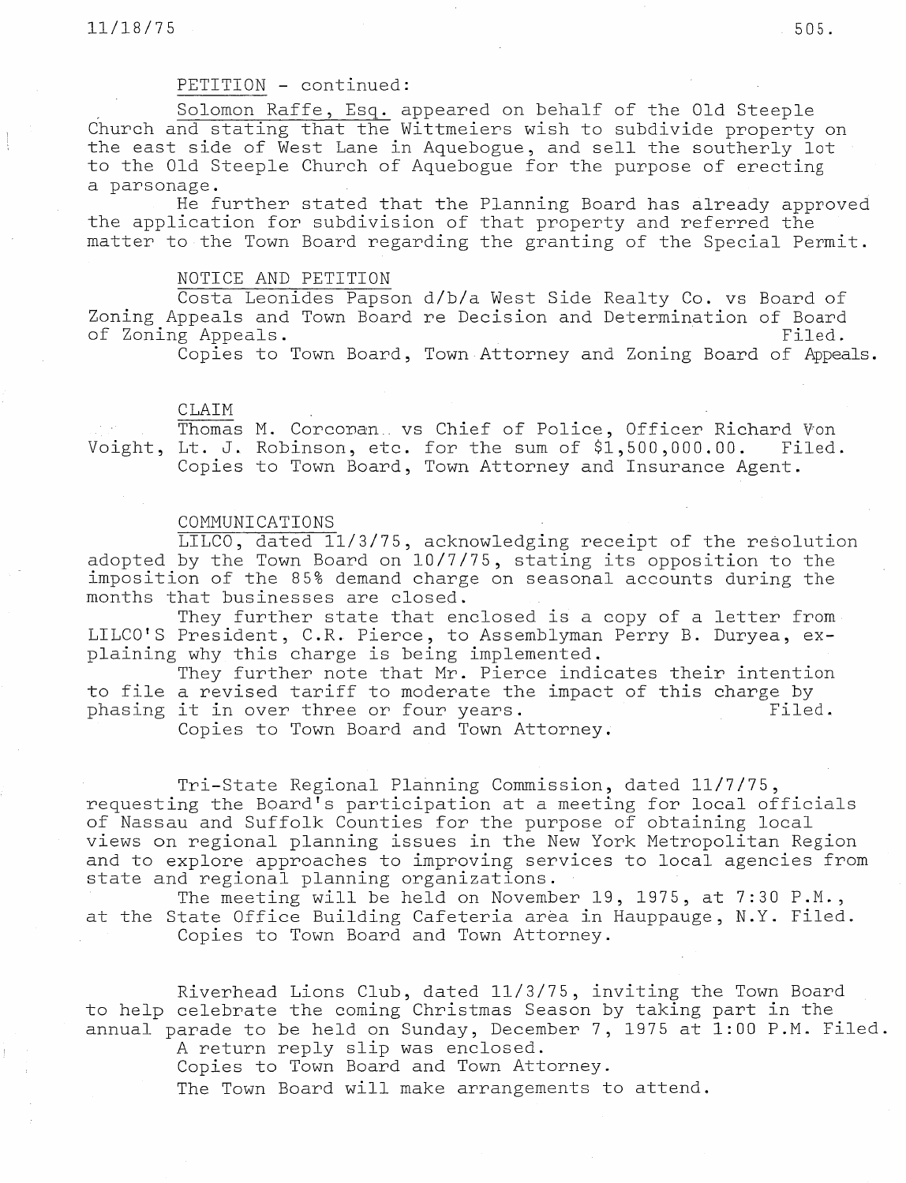PETITION - continued:

Solomon Raffe, Esq. appeared on behalf of the Old Steeple Church and stating that the Wittmeiers wish to subdivide property on the east side of West Lane in Aquebogue, and sell the southerly lot to the Old Steeple Church of Aquebogue for the purpose of erecting a parsonage.

He further stated that the Planning Board has already approved the application for subdivision of that property and referred the matter to the Town Board regarding the granting of the Special Permit.

NOTICE AND PETITION

Costa Leonides Papson d/b/a West Side Realty Co. vs Board of Zoning Appeals and Town Board re Decision and Determination of Board of Zoning Appeals. Filed.

Copies to Town Board, Town Attorney and Zoning Board of Appeals.

CLAIM

Thomas M. Corcoran vs Chief of Police, Officer Richard Von Voight, Lt. J. Robinson, etc. for the sum of $1,500,000.00. Filed.

Copies to Town Board, Town Attorney and Insurance Agent.

COMMUNICATIONS

LILCO, dated 11/3/75, acknowledging receipt of the resolution adopted by the Town Board on 10/7/75, stating its opposition to the imposition of the 85% demand charge on seasonal accounts during the months that businesses are closed.

They further state that enclosed is a copy of a letter from LILCO'S President, C.R. Pierce, to Assemblyman Perry B. Duryea, explaining why this charge is being implemented.

They further note that Mr. Pierce indicates their intention to file a revised tariff to moderate the impact of this charge by phasing it in over three or four years. Filed.

Copies to Town Board and Town Attorney.

Tri-State Regional Planning Commission, dated 11/7/75, requesting the Board's participation at a meeting for local officials of Nassau and Suffolk Counties for the purpose of obtaining local views on regional planning issues in the New York Metropolitan Region and to explore approaches to improving services to local agencies from state and regional planning organizations.

The meeting will be held on November 19, 1975, at 7:30 P.M., at the State Office Building Cafeteria area in Hauppauge, N.Y. Filed.

Copies to Town Board and Town Attorney.

Riverhead Lions Club, dated 11/3/75, inviting the Town Board to help celebrate the coming Christmas Season by taking part in the annual parade to be held on Sunday, December 7, 1975 at 1:00 P.M. Filed.

A return reply slip was enclosed.

Copies to Town Board and Town Attorney.

The Town Board will make arrangements to attend.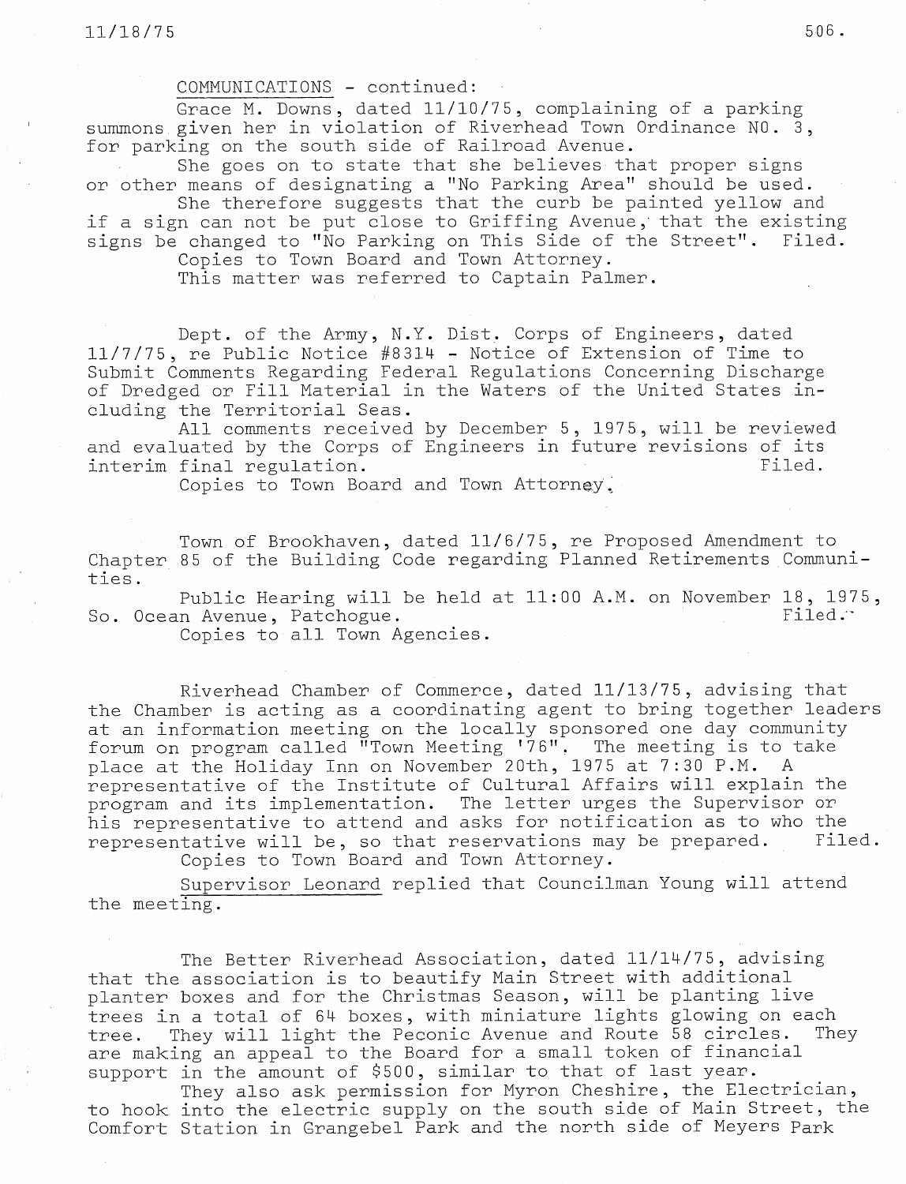COMMUNICATIONS - continued:

Grace M. Downs, dated 11/10/75, complaining of a parking summons given her in violation of Riverhead Town Ordinance NO. 3, for parking on the south side of Railroad Avenue.

She goes on to state that she believes that proper signs or other means of designating a "No Parking Area" should be used.

She therefore suggests that the curb be painted yellow and if a sign can not be put close to Griffing Avenue, that the existing signs be changed to "No Parking on This Side of the Street". Filed.

Copies to Town Board and Town Attorney.

This matter was referred to Captain Palmer.

Dept. of the Army, N.Y. Dist. Corps of Engineers, dated 11/7/75, re Public Notice #8314 - Notice of Extension of Time to Submit Comments Regarding Federal Regulations Concerning Discharge of Dredged or Fill Material in the Waters of the United States including the Territorial Seas.

All comments received by December 5, 1975, will be reviewed and evaluated by the Corps of Engineers in future revisions of its interim final regulation. Filed.

Copies to Town Board and Town Attorney.

Town of Brookhaven, dated 11/6/75, re Proposed Amendment to Chapter 85 of the Building Code regarding Planned Retirements Communities.

Public Hearing will be held at 11:00 A.M. on November 18, 1975, So. Ocean Avenue, Patchogue. Filed.

Copies to all Town Agencies.

Riverhead Chamber of Commerce, dated 11/13/75, advising that the Chamber is acting as a coordinating agent to bring together leaders at an information meeting on the locally sponsored one day community forum on program called "Town Meeting '76". The meeting is to take place at the Holiday Inn on November 20th, 1975 at 7:30 P.M. A representative of the Institute of Cultural Affairs will explain the program and its implementation. The letter urges the Supervisor or his representative to attend and asks for notification as to who the representative will be, so that reservations may be prepared. Filed.

Copies to Town Board and Town Attorney.

Supervisor Leonard replied that Councilman Young will attend the meeting.

The Better Riverhead Association, dated 11/14/75, advising that the association is to beautify Main Street with additional planter boxes and for the Christmas Season, will be planting live trees in a total of 64 boxes, with miniature lights glowing on each tree. They will light the Peconic Avenue and Route 58 circles. They are making an appeal to the Board for a small token of financial support in the amount of $500, similar to that of last year.

They also ask permission for Myron Cheshire, the Electrician, to hook into the electric supply on the south side of Main Street, the Comfort Station in Grangebel Park and the north side of Meyers Park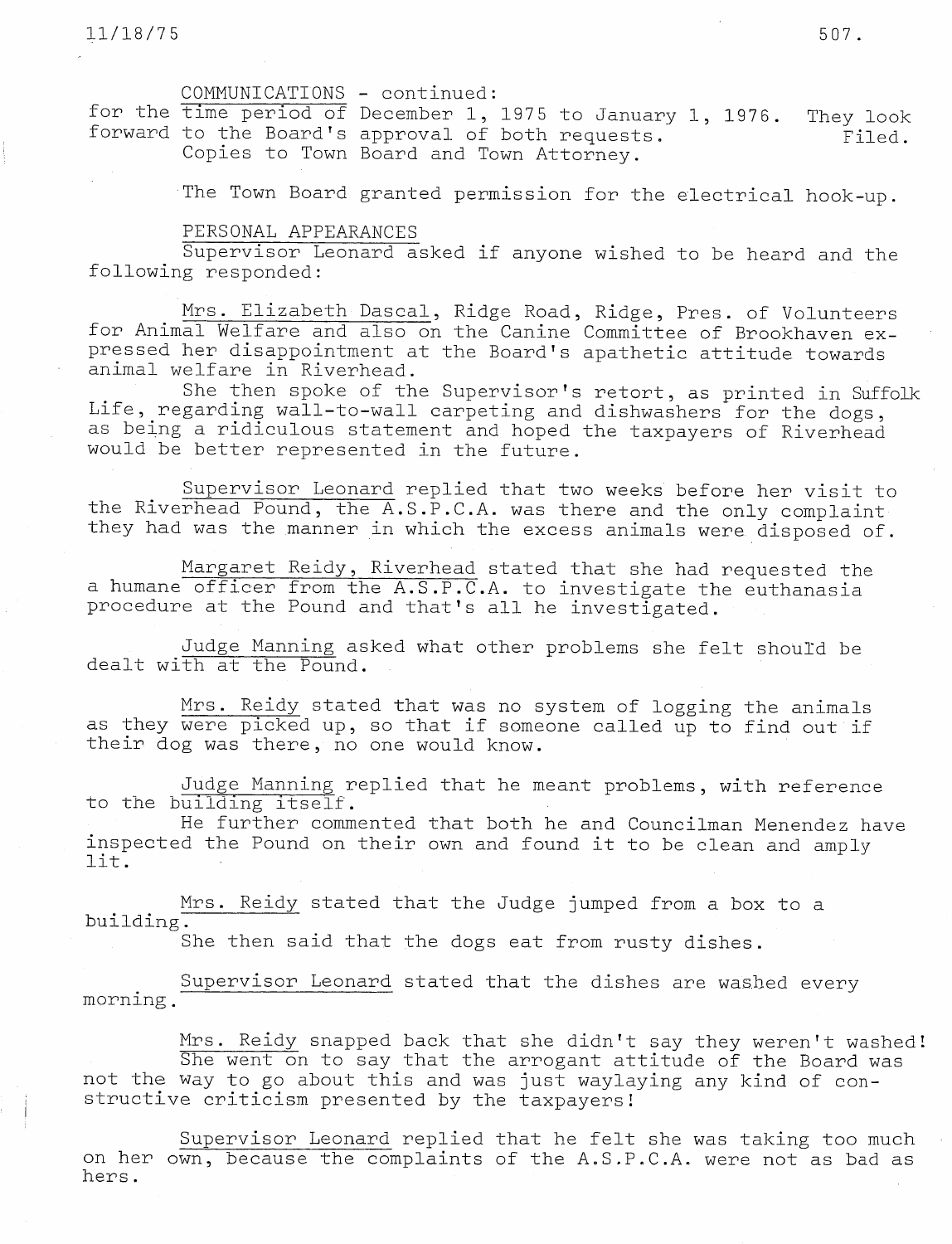COMMUNICATIONS - continued:

for the time period of December 1, 1975 to January 1, 1976. They look forward to the Board's approval of both requests. Filed.

Copies to Town Board and Town Attorney.

The Town Board granted permission for the electrical hook-up.

PERSONAL APPEARANCES

Supervisor Leonard asked if anyone wished to be heard and the following responded:

Mrs. Elizabeth Dascal, Ridge Road, Ridge, Pres. of Volunteers for Animal Welfare and also on the Canine Committee of Brookhaven expressed her disappointment at the Board's apathetic attitude towards animal welfare in Riverhead.

She then spoke of the Supervisor's retort, as printed in Suffolk Life, regarding wall-to-wall carpeting and dishwashers for the dogs, as being a ridiculous statement and hoped the taxpayers of Riverhead would be better represented in the future.

Supervisor Leonard replied that two weeks before her visit to the Riverhead Pound, the A.S.P.C.A. was there and the only complaint they had was the manner in which the excess animals were disposed of.

Margaret Reidy, Riverhead stated that she had requested the a humane officer from the A.S.P.C.A. to investigate the euthanasia procedure at the Pound and that's all he investigated.

Judge Manning asked what other problems she felt should be dealt with at the Pound.

Mrs. Reidy stated that was no system of logging the animals as they were picked up, so that if someone called up to find out if their dog was there, no one would know.

Judge Manning replied that he meant problems, with reference to the building itself.

He further commented that both he and Councilman Menendez have inspected the Pound on their own and found it to be clean and amply lit.

Mrs. Reidy stated that the Judge jumped from a box to a building.

She then said that the dogs eat from rusty dishes.

Supervisor Leonard stated that the dishes are washed every morning.

Mrs. Reidy snapped back that she didn't say they weren't washed!

She went on to say that the arrogant attitude of the Board was not the way to go about this and was just waylaying any kind of constructive criticism presented by the taxpayers!

Supervisor Leonard replied that he felt she was taking too much on her own, because the complaints of the A.S.P.C.A. were not as bad as hers.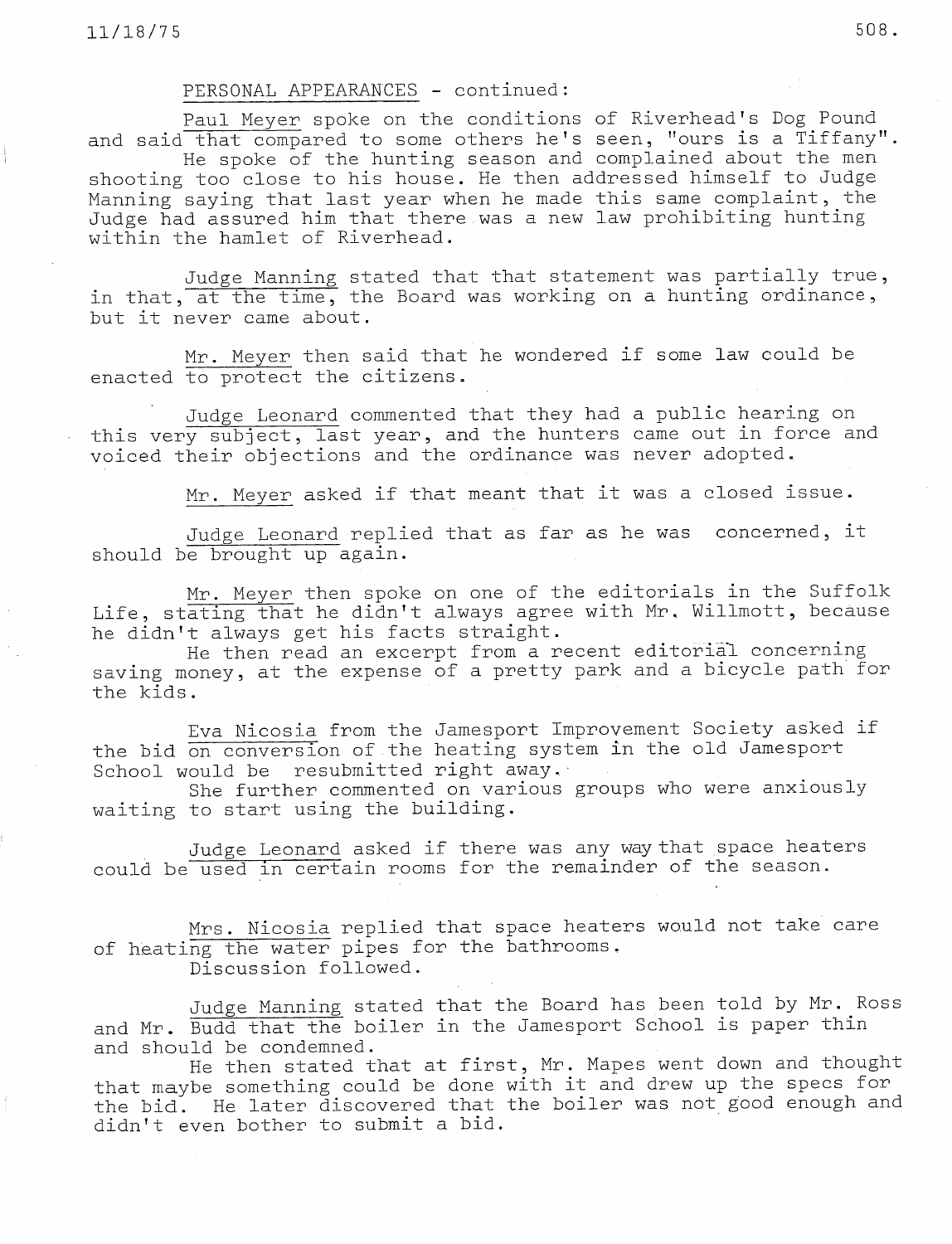PERSONAL APPEARANCES - continued:

Paul Meyer spoke on the conditions of Riverhead's Dog Pound and said that compared to some others he's seen, "ours is a Tiffany".

He spoke of the hunting season and complained about the men shooting too close to his house. He then addressed himself to Judge Manning saying that last year when he made this same complaint, the Judge had assured him that there was a new law prohibiting hunting within the hamlet of Riverhead.

Judge Manning stated that that statement was partially true, in that, at the time, the Board was working on a hunting ordinance, but it never came about.

Mr. Meyer then said that he wondered if some law could be enacted to protect the citizens.

Judge Leonard commented that they had a public hearing on this very subject, last year, and the hunters came out in force and voiced their objections and the ordinance was never adopted.

Mr. Meyer asked if that meant that it was a closed issue.

Judge Leonard replied that as far as he was concerned, it should be brought up again.

Mr. Meyer then spoke on one of the editorials in the Suffolk Life, stating that he didn't always agree with Mr. Willmott, because he didn't always get his facts straight.

He then read an excerpt from a recent editorial concerning saving money, at the expense of a pretty park and a bicycle path for the kids.

Eva Nicosia from the Jamesport Improvement Society asked if the bid on conversion of the heating system in the old Jamesport School would be resubmitted right away.

She further commented on various groups who were anxiously waiting to start using the building.

Judge Leonard asked if there was any way that space heaters could be used in certain rooms for the remainder of the season.

Mrs. Nicosia replied that space heaters would not take care of heating the water pipes for the bathrooms.

Discussion followed.

Judge Manning stated that the Board has been told by Mr. Ross and Mr. Budd that the boiler in the Jamesport School is paper thin and should be condemned.

He then stated that at first, Mr. Mapes went down and thought that maybe something could be done with it and drew up the specs for the bid. He later discovered that the boiler was not good enough and didn't even bother to submit a bid.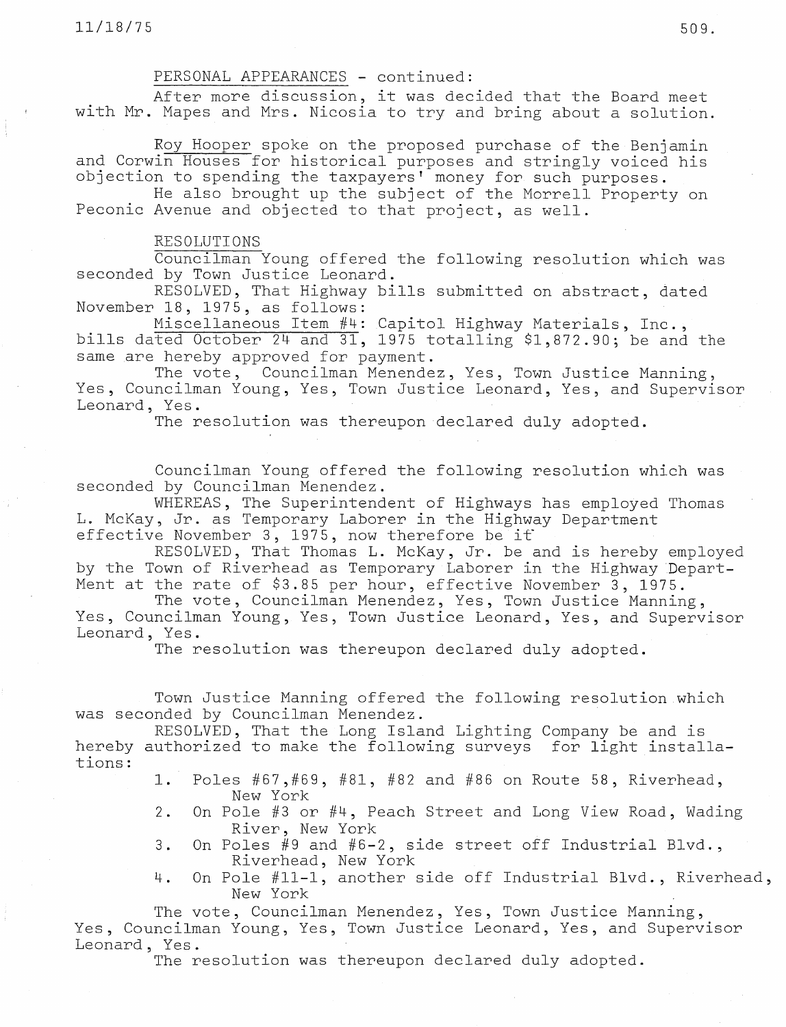PERSONAL APPEARANCES - continued:

After more discussion, it was decided that the Board meet with Mr. Mapes and Mrs. Nicosia to try and bring about a solution.

Roy Hooper spoke on the proposed purchase of the Benjamin and Corwin Houses for historical purposes and stringly voiced his objection to spending the taxpayers' money for such purposes.

He also brought up the subject of the Morrell Property on Peconic Avenue and objected to that project, as well.

RESOLUTIONS

Councilman Young offered the following resolution which was seconded by Town Justice Leonard.

RESOLVED, That Highway bills submitted on abstract, dated November 18, 1975, as follows:

Miscellaneous Item #4: Capitol Highway Materials, Inc., bills dated October 24 and 31, 1975 totalling $1,872.90; be and the same are hereby approved for payment.

The vote, Councilman Menendez, Yes, Town Justice Manning, Yes, Councilman Young, Yes, Town Justice Leonard, Yes, and Supervisor Leonard, Yes.

The resolution was thereupon declared duly adopted.

Councilman Young offered the following resolution which was seconded by Councilman Menendez.

WHEREAS, The Superintendent of Highways has employed Thomas L. McKay, Jr. as Temporary Laborer in the Highway Department effective November 3, 1975, now therefore be it

RESOLVED, That Thomas L. McKay, Jr. be and is hereby employed by the Town of Riverhead as Temporary Laborer in the Highway Depart-Ment at the rate of $3.85 per hour, effective November 3, 1975.

The vote, Councilman Menendez, Yes, Town Justice Manning, Yes, Councilman Young, Yes, Town Justice Leonard, Yes, and Supervisor Leonard, Yes.

The resolution was thereupon declared duly adopted.

Town Justice Manning offered the following resolution which was seconded by Councilman Menendez.

RESOLVED, That the Long Island Lighting Company be and is hereby authorized to make the following surveys for light installations:

1. Poles #67,#69, #81, #82 and #86 on Route 58, Riverhead, New York
2. On Pole #3 or #4, Peach Street and Long View Road, Wading River, New York
3. On Poles #9 and #6-2, side street off Industrial Blvd., Riverhead, New York
4. On Pole #11-1, another side off Industrial Blvd., Riverhead, New York

The vote, Councilman Menendez, Yes, Town Justice Manning, Yes, Councilman Young, Yes, Town Justice Leonard, Yes, and Supervisor Leonard, Yes.

The resolution was thereupon declared duly adopted.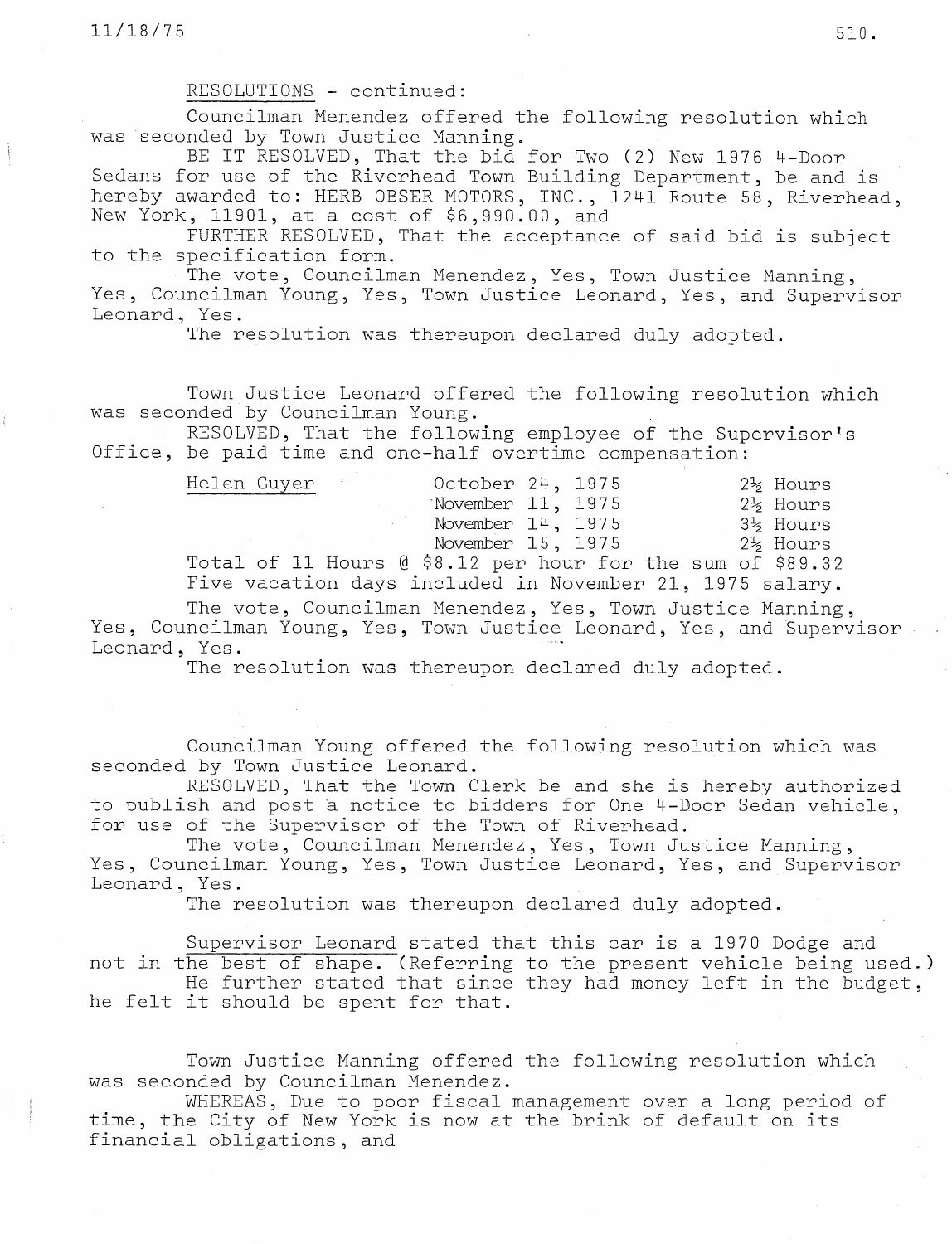RESOLUTIONS - continued:

Councilman Menendez offered the following resolution which was seconded by Town Justice Manning.

BE IT RESOLVED, That the bid for Two (2) New 1976 4-Door Sedans for use of the Riverhead Town Building Department, be and is hereby awarded to: HERB OBSER MOTORS, INC., 1241 Route 58, Riverhead, New York, 11901, at a cost of $6,990.00, and

FURTHER RESOLVED, That the acceptance of said bid is subject to the specification form.

The vote, Councilman Menendez, Yes, Town Justice Manning, Yes, Councilman Young, Yes, Town Justice Leonard, Yes, and Supervisor Leonard, Yes.

The resolution was thereupon declared duly adopted.

Town Justice Leonard offered the following resolution which was seconded by Councilman Young.

RESOLVED, That the following employee of the Supervisor's Office, be paid time and one-half overtime compensation:

| Helen Guyer | October 24, 1975 | 2½ Hours |
|---|---|---|
| | November 11, 1975 | 2½ Hours |
| | November 14, 1975 | 3½ Hours |
| | November 15, 1975 | 2½ Hours |

Total of 11 Hours @ $8.12 per hour for the sum of $89.32
Five vacation days included in November 21, 1975 salary.

The vote, Councilman Menendez, Yes, Town Justice Manning, Yes, Councilman Young, Yes, Town Justice Leonard, Yes, and Supervisor Leonard, Yes.

The resolution was thereupon declared duly adopted.

Councilman Young offered the following resolution which was seconded by Town Justice Leonard.

RESOLVED, That the Town Clerk be and she is hereby authorized to publish and post a notice to bidders for One 4-Door Sedan vehicle, for use of the Supervisor of the Town of Riverhead.

The vote, Councilman Menendez, Yes, Town Justice Manning, Yes, Councilman Young, Yes, Town Justice Leonard, Yes, and Supervisor Leonard, Yes.

The resolution was thereupon declared duly adopted.

Supervisor Leonard stated that this car is a 1970 Dodge and not in the best of shape. (Referring to the present vehicle being used.)

He further stated that since they had money left in the budget, he felt it should be spent for that.

Town Justice Manning offered the following resolution which was seconded by Councilman Menendez.

WHEREAS, Due to poor fiscal management over a long period of time, the City of New York is now at the brink of default on its financial obligations, and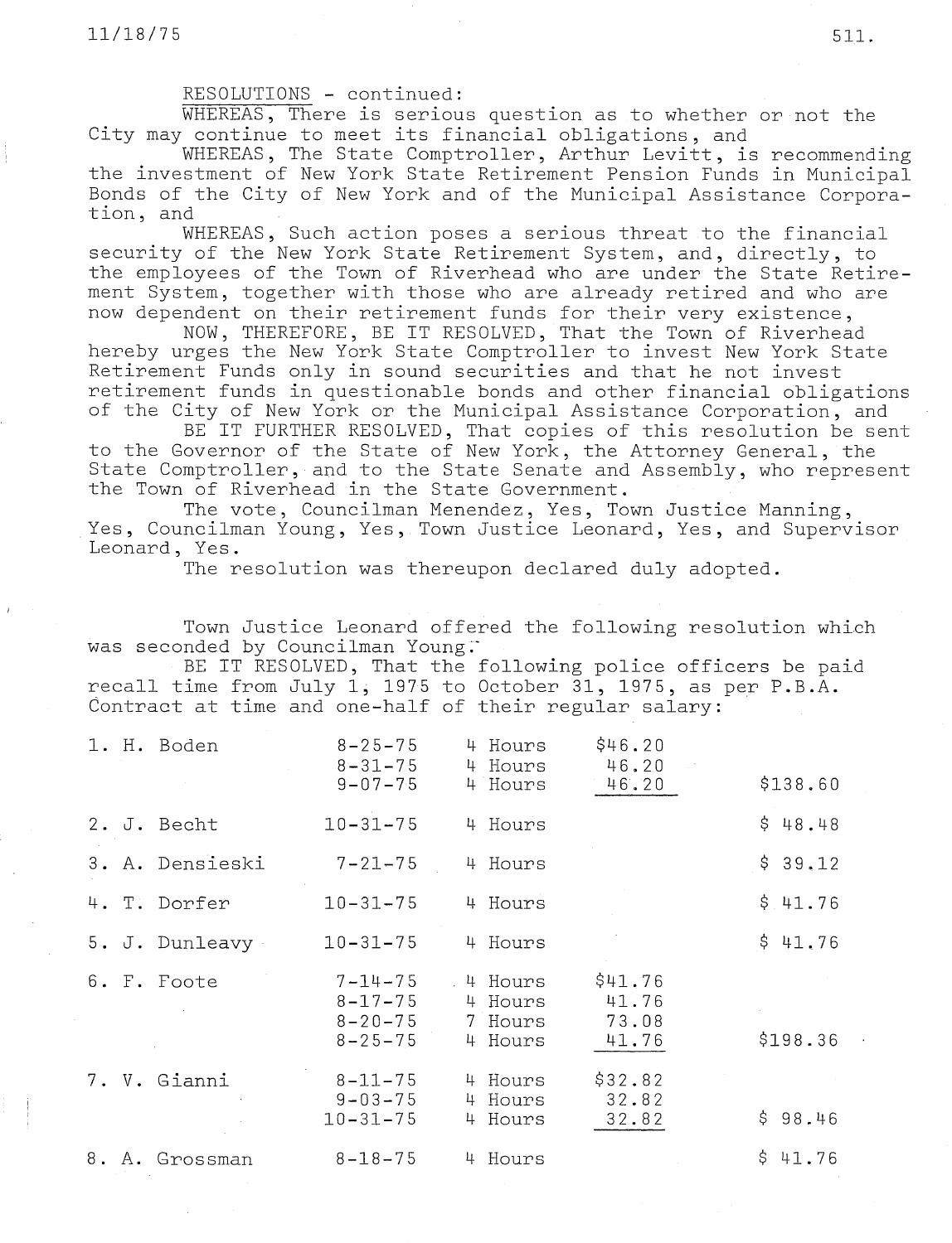RESOLUTIONS - continued:

WHEREAS, There is serious question as to whether or not the City may continue to meet its financial obligations, and

WHEREAS, The State Comptroller, Arthur Levitt, is recommending the investment of New York State Retirement Pension Funds in Municipal Bonds of the City of New York and of the Municipal Assistance Corporation, and

WHEREAS, Such action poses a serious threat to the financial security of the New York State Retirement System, and, directly, to the employees of the Town of Riverhead who are under the State Retirement System, together with those who are already retired and who are now dependent on their retirement funds for their very existence,

NOW, THEREFORE, BE IT RESOLVED, That the Town of Riverhead hereby urges the New York State Comptroller to invest New York State Retirement Funds only in sound securities and that he not invest retirement funds in questionable bonds and other financial obligations of the City of New York or the Municipal Assistance Corporation, and

BE IT FURTHER RESOLVED, That copies of this resolution be sent to the Governor of the State of New York, the Attorney General, the State Comptroller, and to the State Senate and Assembly, who represent the Town of Riverhead in the State Government.

The vote, Councilman Menendez, Yes, Town Justice Manning, Yes, Councilman Young, Yes, Town Justice Leonard, Yes, and Supervisor Leonard, Yes.

The resolution was thereupon declared duly adopted.

Town Justice Leonard offered the following resolution which was seconded by Councilman Young:

BE IT RESOLVED, That the following police officers be paid recall time from July 1, 1975 to October 31, 1975, as per P.B.A. Contract at time and one-half of their regular salary:

| Officer | Date | Hours | Amount | Total |
|---|---|---|---|---|
| 1. H. Boden | 8-25-75 | 4 Hours | $46.20 | |
| | 8-31-75 | 4 Hours | 46.20 | |
| | 9-07-75 | 4 Hours | 46.20 | $138.60 |
| 2. J. Becht | 10-31-75 | 4 Hours | | $ 48.48 |
| 3. A. Densieski | 7-21-75 | 4 Hours | | $ 39.12 |
| 4. T. Dorfer | 10-31-75 | 4 Hours | | $ 41.76 |
| 5. J. Dunleavy | 10-31-75 | 4 Hours | | $ 41.76 |
| 6. F. Foote | 7-14-75 | 4 Hours | $41.76 | |
| | 8-17-75 | 4 Hours | 41.76 | |
| | 8-20-75 | 7 Hours | 73.08 | |
| | 8-25-75 | 4 Hours | 41.76 | $198.36 |
| 7. V. Gianni | 8-11-75 | 4 Hours | $32.82 | |
| | 9-03-75 | 4 Hours | 32.82 | |
| | 10-31-75 | 4 Hours | 32.82 | $ 98.46 |
| 8. A. Grossman | 8-18-75 | 4 Hours | | $ 41.76 |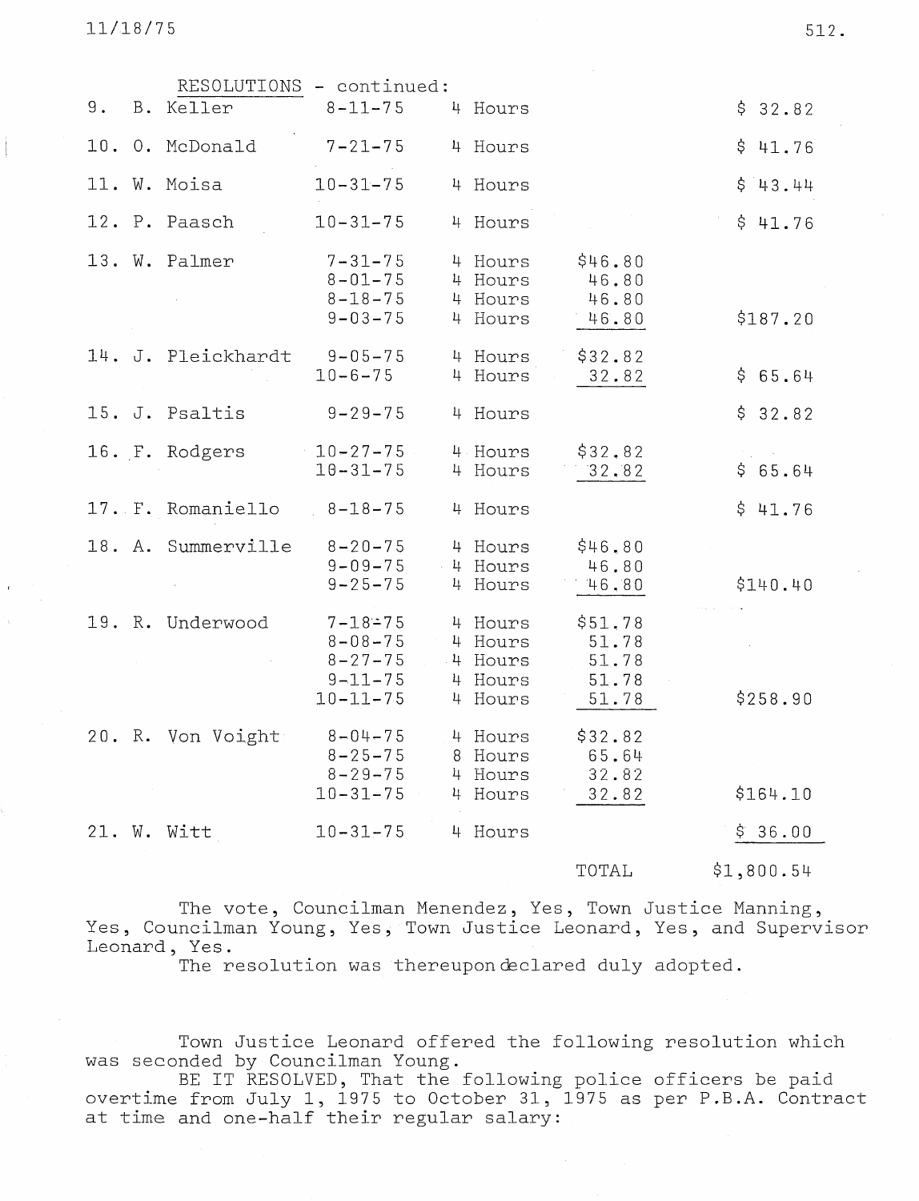RESOLUTIONS - continued:

| No. | Name | Date | Hours | Amount | Total |
|---|---|---|---|---|---|
| 9. | B. Keller | 8-11-75 | 4 Hours | | $ 32.82 |
| 10. | O. McDonald | 7-21-75 | 4 Hours | | $ 41.76 |
| 11. | W. Moisa | 10-31-75 | 4 Hours | | $ 43.44 |
| 12. | P. Paasch | 10-31-75 | 4 Hours | | $ 41.76 |
| 13. | W. Palmer | 7-31-75 | 4 Hours | $46.80 | |
| | | 8-01-75 | 4 Hours | 46.80 | |
| | | 8-18-75 | 4 Hours | 46.80 | |
| | | 9-03-75 | 4 Hours | 46.80 | $187.20 |
| 14. | J. Pleickhardt | 9-05-75 | 4 Hours | $32.82 | |
| | | 10-6-75 | 4 Hours | 32.82 | $ 65.64 |
| 15. | J. Psaltis | 9-29-75 | 4 Hours | | $ 32.82 |
| 16. | F. Rodgers | 10-27-75 | 4 Hours | $32.82 | |
| | | 10-31-75 | 4 Hours | 32.82 | $ 65.64 |
| 17. | F. Romaniello | 8-18-75 | 4 Hours | | $ 41.76 |
| 18. | A. Summerville | 8-20-75 | 4 Hours | $46.80 | |
| | | 9-09-75 | 4 Hours | 46.80 | |
| | | 9-25-75 | 4 Hours | 46.80 | $140.40 |
| 19. | R. Underwood | 7-18-75 | 4 Hours | $51.78 | |
| | | 8-08-75 | 4 Hours | 51.78 | |
| | | 8-27-75 | 4 Hours | 51.78 | |
| | | 9-11-75 | 4 Hours | 51.78 | |
| | | 10-11-75 | 4 Hours | 51.78 | $258.90 |
| 20. | R. Von Voight | 8-04-75 | 4 Hours | $32.82 | |
| | | 8-25-75 | 8 Hours | 65.64 | |
| | | 8-29-75 | 4 Hours | 32.82 | |
| | | 10-31-75 | 4 Hours | 32.82 | $164.10 |
| 21. | W. Witt | 10-31-75 | 4 Hours | | $ 36.00 |
| | | | | TOTAL | $1,800.54 |

The vote, Councilman Menendez, Yes, Town Justice Manning, Yes, Councilman Young, Yes, Town Justice Leonard, Yes, and Supervisor Leonard, Yes.

The resolution was thereupon declared duly adopted.

Town Justice Leonard offered the following resolution which was seconded by Councilman Young.

BE IT RESOLVED, That the following police officers be paid overtime from July 1, 1975 to October 31, 1975 as per P.B.A. Contract at time and one-half their regular salary: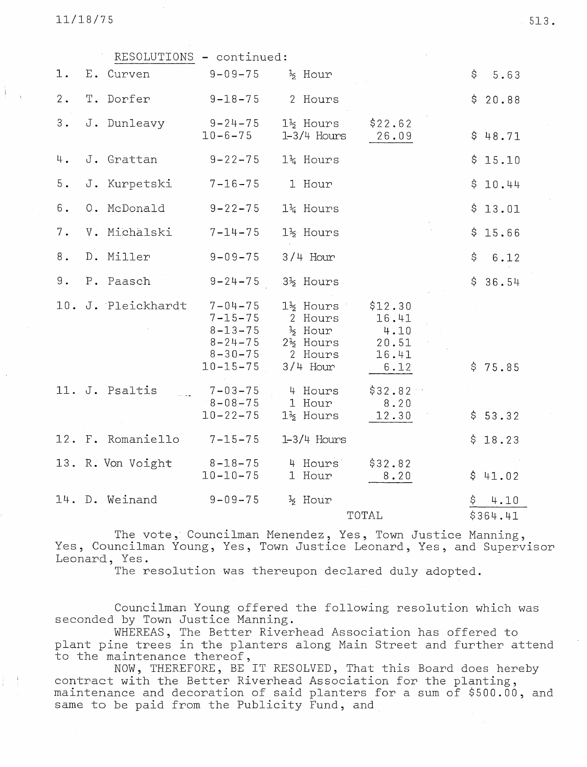RESOLUTIONS - continued:

| No. | Name | Date | Hours | Amount | Total |
|---|---|---|---|---|---|
| 1. | E. Curven | 9-09-75 | ½ Hour | | $ 5.63 |
| 2. | T. Dorfer | 9-18-75 | 2 Hours | | $ 20.88 |
| 3. | J. Dunleavy | 9-24-75 | 1½ Hours | $22.62 | |
| | | 10-6-75 | 1-3/4 Hours | 26.09 | $ 48.71 |
| 4. | J. Grattan | 9-22-75 | 1¼ Hours | | $ 15.10 |
| 5. | J. Kurpetski | 7-16-75 | 1 Hour | | $ 10.44 |
| 6. | O. McDonald | 9-22-75 | 1¼ Hours | | $ 13.01 |
| 7. | V. Michalski | 7-14-75 | 1½ Hours | | $ 15.66 |
| 8. | D. Miller | 9-09-75 | 3/4 Hour | | $ 6.12 |
| 9. | P. Paasch | 9-24-75 | 3½ Hours | | $ 36.54 |
| 10. | J. Pleickhardt | 7-04-75 | 1½ Hours | $12.30 | |
| | | 7-15-75 | 2 Hours | 16.41 | |
| | | 8-13-75 | ½ Hour | 4.10 | |
| | | 8-24-75 | 2½ Hours | 20.51 | |
| | | 8-30-75 | 2 Hours | 16.41 | |
| | | 10-15-75 | 3/4 Hour | 6.12 | $ 75.85 |
| 11. | J. Psaltis | 7-03-75 | 4 Hours | $32.82 | |
| | | 8-08-75 | 1 Hour | 8.20 | |
| | | 10-22-75 | 1½ Hours | 12.30 | $ 53.32 |
| 12. | F. Romaniello | 7-15-75 | 1-3/4 Hours | | $ 18.23 |
| 13. | R. Von Voight | 8-18-75 | 4 Hours | $32.82 | |
| | | 10-10-75 | 1 Hour | 8.20 | $ 41.02 |
| 14. | D. Weinand | 9-09-75 | ½ Hour | | $ 4.10 |
| | | | | TOTAL | $364.41 |

The vote, Councilman Menendez, Yes, Town Justice Manning, Yes, Councilman Young, Yes, Town Justice Leonard, Yes, and Supervisor Leonard, Yes.

The resolution was thereupon declared duly adopted.

Councilman Young offered the following resolution which was seconded by Town Justice Manning.

WHEREAS, The Better Riverhead Association has offered to plant pine trees in the planters along Main Street and further attend to the maintenance thereof,

NOW, THEREFORE, BE IT RESOLVED, That this Board does hereby contract with the Better Riverhead Association for the planting, maintenance and decoration of said planters for a sum of $500.00, and same to be paid from the Publicity Fund, and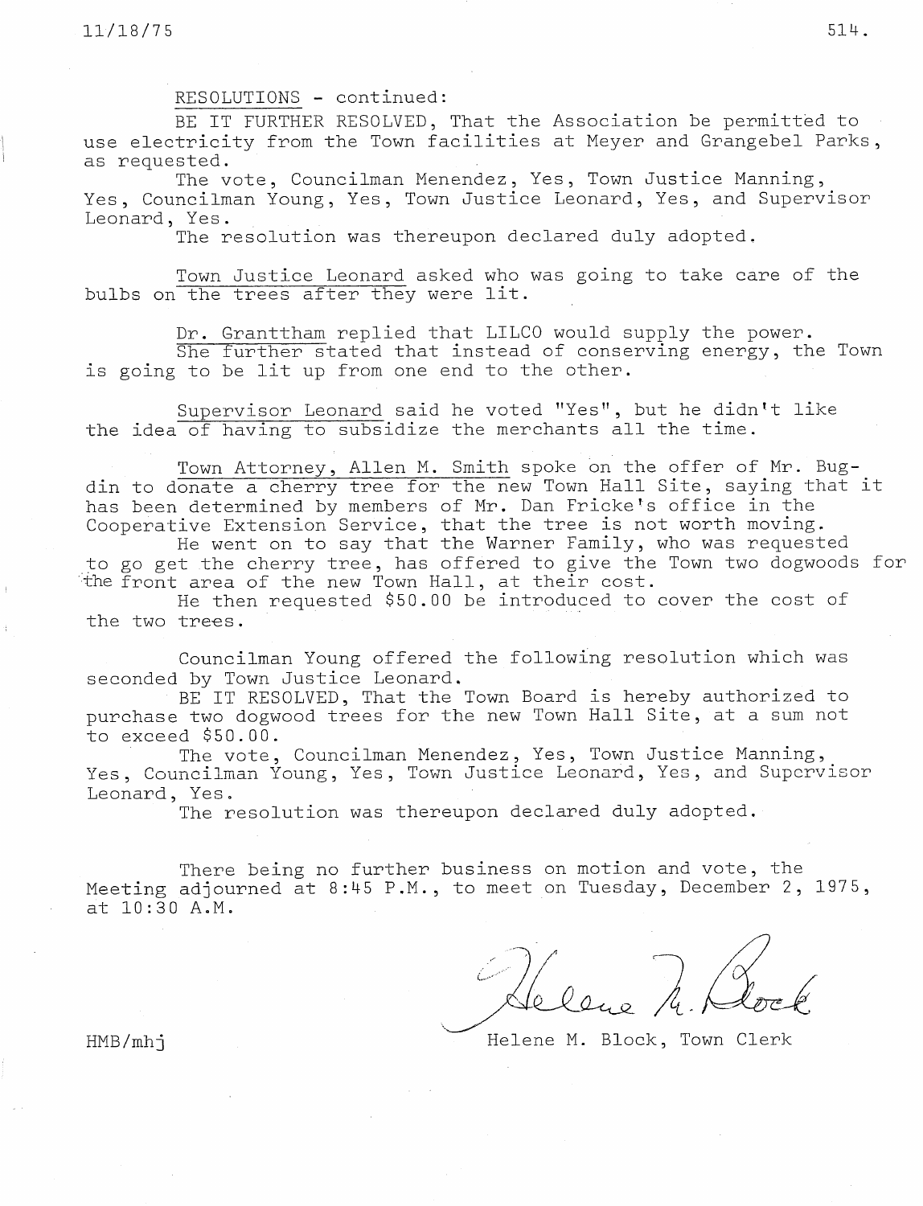RESOLUTIONS - continued:

BE IT FURTHER RESOLVED, That the Association be permitted to use electricity from the Town facilities at Meyer and Grangebel Parks, as requested.

The vote, Councilman Menendez, Yes, Town Justice Manning, Yes, Councilman Young, Yes, Town Justice Leonard, Yes, and Supervisor Leonard, Yes.

The resolution was thereupon declared duly adopted.

Town Justice Leonard asked who was going to take care of the bulbs on the trees after they were lit.

Dr. Granttham replied that LILCO would supply the power.

She further stated that instead of conserving energy, the Town is going to be lit up from one end to the other.

Supervisor Leonard said he voted "Yes", but he didn't like the idea of having to subsidize the merchants all the time.

Town Attorney, Allen M. Smith spoke on the offer of Mr. Bugdin to donate a cherry tree for the new Town Hall Site, saying that it has been determined by members of Mr. Dan Fricke's office in the Cooperative Extension Service, that the tree is not worth moving.

He went on to say that the Warner Family, who was requested to go get the cherry tree, has offered to give the Town two dogwoods for the front area of the new Town Hall, at their cost.

He then requested $50.00 be introduced to cover the cost of the two trees.

Councilman Young offered the following resolution which was seconded by Town Justice Leonard.

BE IT RESOLVED, That the Town Board is hereby authorized to purchase two dogwood trees for the new Town Hall Site, at a sum not to exceed $50.00.

The vote, Councilman Menendez, Yes, Town Justice Manning, Yes, Councilman Young, Yes, Town Justice Leonard, Yes, and Supervisor Leonard, Yes.

The resolution was thereupon declared duly adopted.

There being no further business on motion and vote, the Meeting adjourned at 8:45 P.M., to meet on Tuesday, December 2, 1975, at 10:30 A.M.

Helene M. Block

Helene M. Block, Town Clerk

HMB/mhj